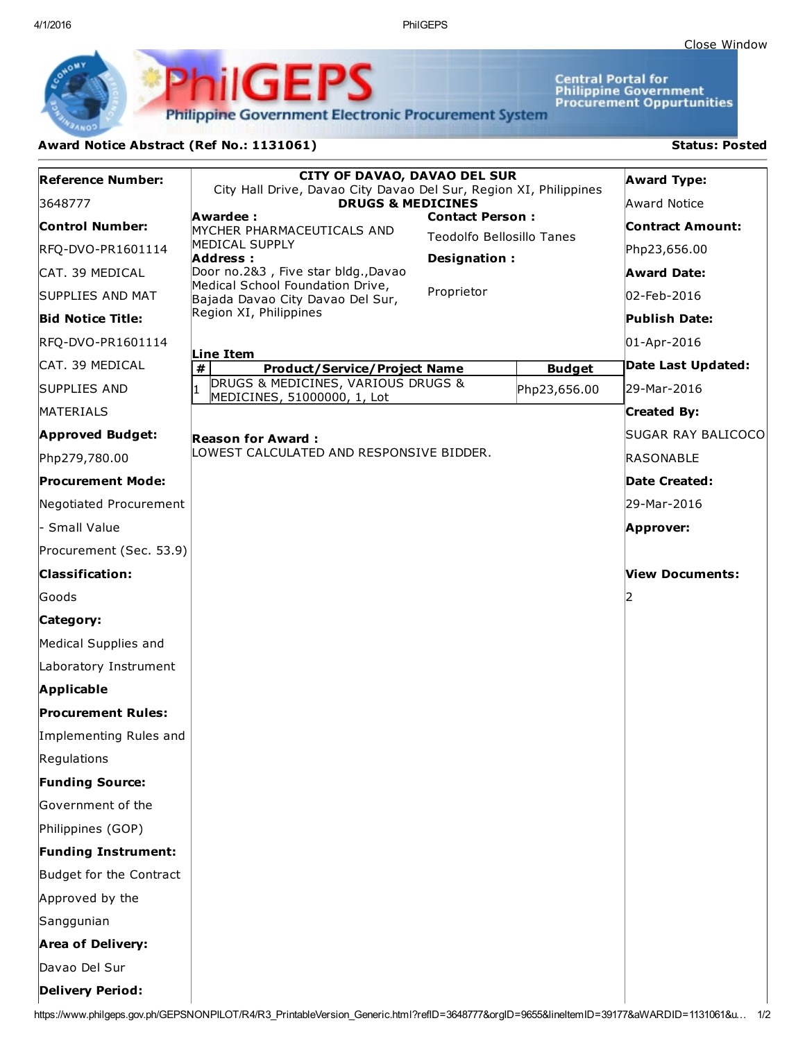Close Window

# PhilGEPS

Philippine Government Electronic Procurement System

Central Portal for Philippine Government Procurement Oppurtunities

**Award Notice Abstract (Ref No.: 1131061)**

**Status: Posted**

**Reference Number:**
3648777

**Control Number:**
RFQ-DVO-PR1601114 CAT. 39 MEDICAL SUPPLIES AND MAT

**Bid Notice Title:**
RFQ-DVO-PR1601114 CAT. 39 MEDICAL SUPPLIES AND MATERIALS

**Approved Budget:**
Php279,780.00

**Procurement Mode:**
Negotiated Procurement - Small Value Procurement (Sec. 53.9)

**Classification:**
Goods

**Category:**
Medical Supplies and Laboratory Instrument

**Applicable Procurement Rules:**
Implementing Rules and Regulations

**Funding Source:**
Government of the Philippines (GOP)

**Funding Instrument:**
Budget for the Contract Approved by the Sanggunian

**Area of Delivery:**
Davao Del Sur

**Delivery Period:**

---

**CITY OF DAVAO, DAVAO DEL SUR**
City Hall Drive, Davao City Davao Del Sur, Region XI, Philippines
**DRUGS & MEDICINES**

**Awardee :**
MYCHER PHARMACEUTICALS AND MEDICAL SUPPLY

**Address :**
Door no.2&3 , Five star bldg.,Davao Medical School Foundation Drive, Bajada Davao City Davao Del Sur, Region XI, Philippines

**Contact Person :**
Teodolfo Bellosillo Tanes

**Designation :**
Proprietor

**Line Item**

| # | Product/Service/Project Name | Budget |
|---|---|---|
| 1 | DRUGS & MEDICINES, VARIOUS DRUGS & MEDICINES, 51000000, 1, Lot | Php23,656.00 |

**Reason for Award :**
LOWEST CALCULATED AND RESPONSIVE BIDDER.

---

**Award Type:**
Award Notice

**Contract Amount:**
Php23,656.00

**Award Date:**
02-Feb-2016

**Publish Date:**
01-Apr-2016

**Date Last Updated:**
29-Mar-2016

**Created By:**
SUGAR RAY BALICOCO RASONABLE

**Date Created:**
29-Mar-2016

**Approver:**

**View Documents:**
2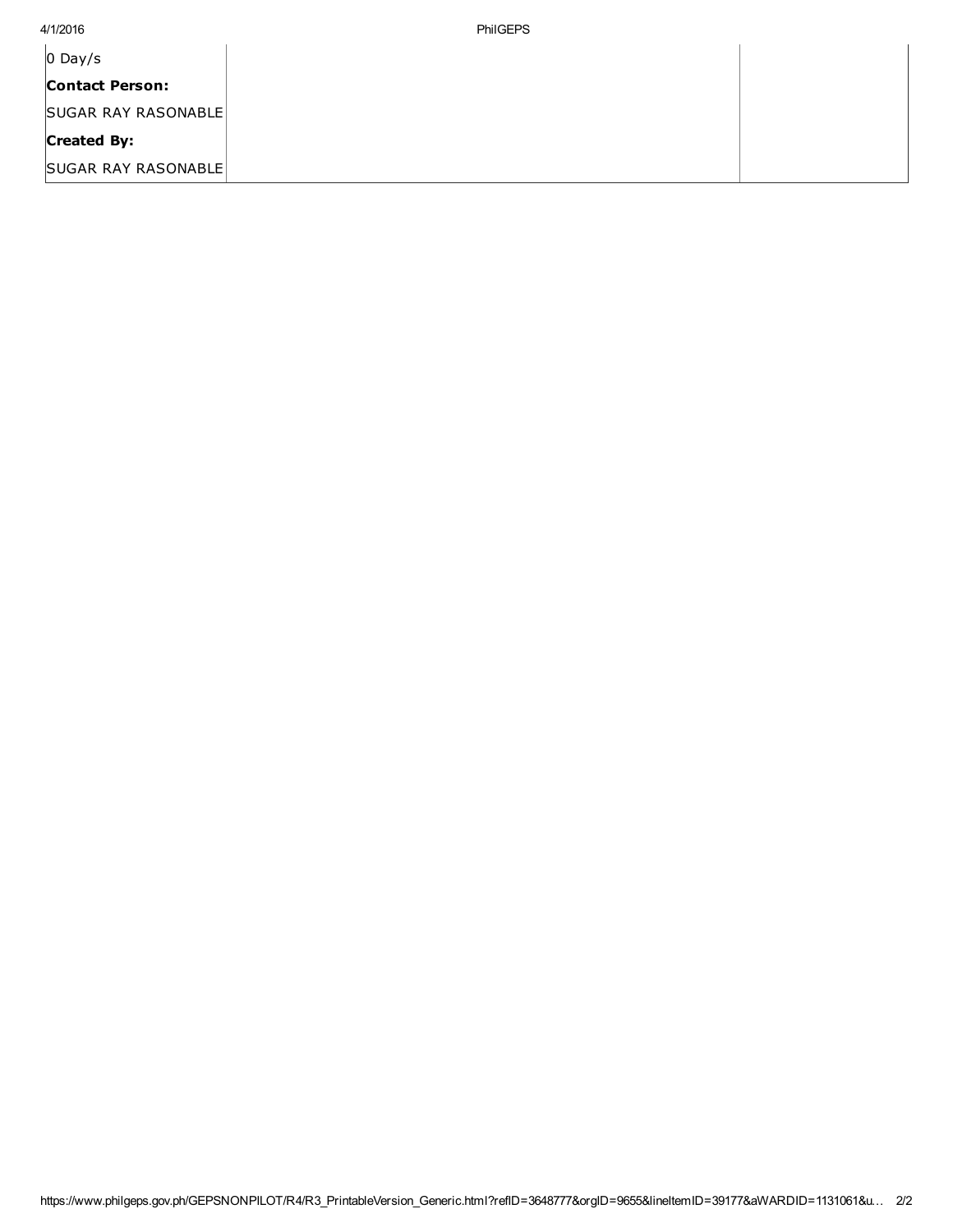| | | |
|---|---|---|
| 0 Day/s | | |
| **Contact Person:** | | |
| SUGAR RAY RASONABLE | | |
| **Created By:** | | |
| SUGAR RAY RASONABLE | | |